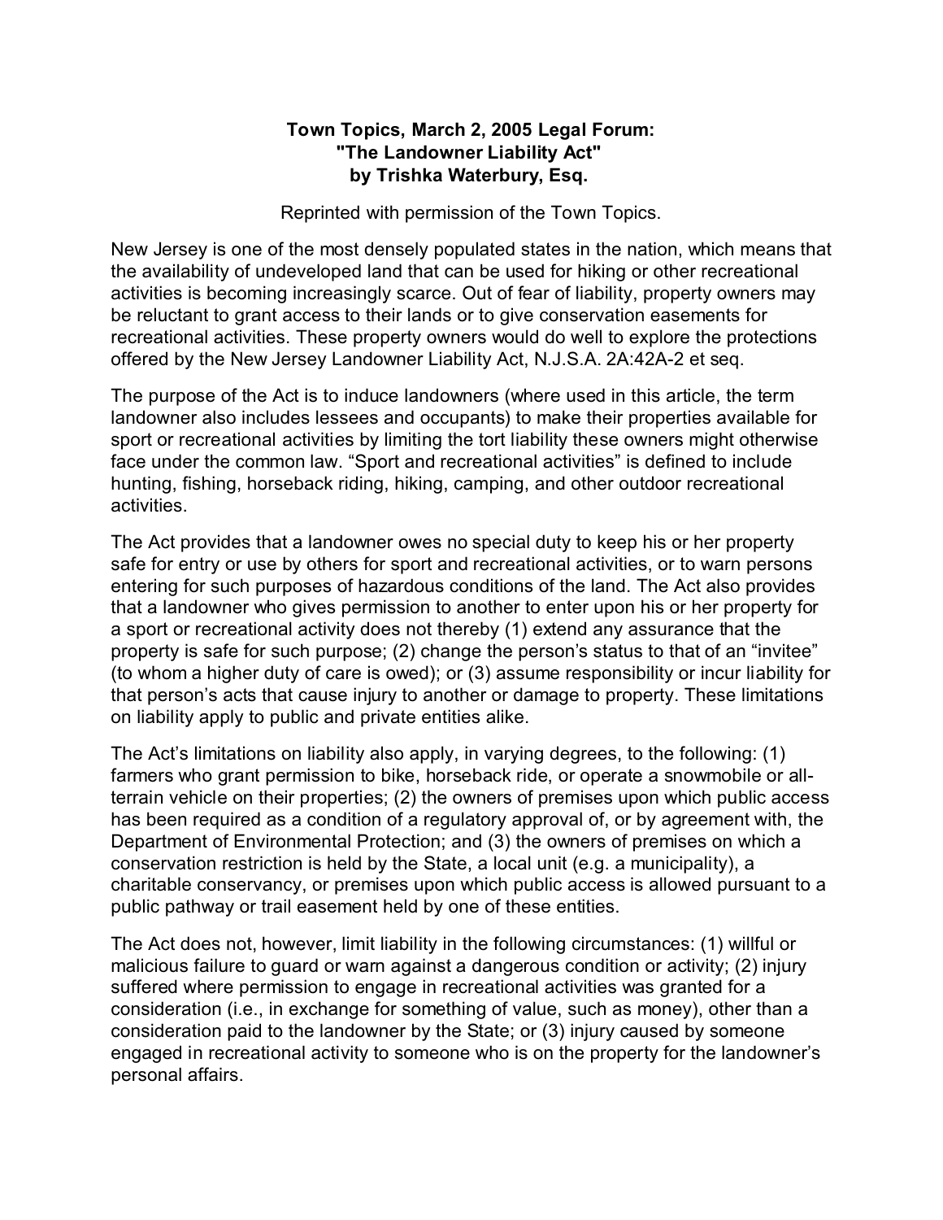**Town Topics, March 2, 2005 Legal Forum:**
**"The Landowner Liability Act"**
**by Trishka Waterbury, Esq.**

Reprinted with permission of the Town Topics.

New Jersey is one of the most densely populated states in the nation, which means that the availability of undeveloped land that can be used for hiking or other recreational activities is becoming increasingly scarce. Out of fear of liability, property owners may be reluctant to grant access to their lands or to give conservation easements for recreational activities. These property owners would do well to explore the protections offered by the New Jersey Landowner Liability Act, N.J.S.A. 2A:42A-2 et seq.

The purpose of the Act is to induce landowners (where used in this article, the term landowner also includes lessees and occupants) to make their properties available for sport or recreational activities by limiting the tort liability these owners might otherwise face under the common law. "Sport and recreational activities" is defined to include hunting, fishing, horseback riding, hiking, camping, and other outdoor recreational activities.

The Act provides that a landowner owes no special duty to keep his or her property safe for entry or use by others for sport and recreational activities, or to warn persons entering for such purposes of hazardous conditions of the land. The Act also provides that a landowner who gives permission to another to enter upon his or her property for a sport or recreational activity does not thereby (1) extend any assurance that the property is safe for such purpose; (2) change the person's status to that of an "invitee" (to whom a higher duty of care is owed); or (3) assume responsibility or incur liability for that person's acts that cause injury to another or damage to property. These limitations on liability apply to public and private entities alike.

The Act's limitations on liability also apply, in varying degrees, to the following: (1) farmers who grant permission to bike, horseback ride, or operate a snowmobile or all-terrain vehicle on their properties; (2) the owners of premises upon which public access has been required as a condition of a regulatory approval of, or by agreement with, the Department of Environmental Protection; and (3) the owners of premises on which a conservation restriction is held by the State, a local unit (e.g. a municipality), a charitable conservancy, or premises upon which public access is allowed pursuant to a public pathway or trail easement held by one of these entities.

The Act does not, however, limit liability in the following circumstances: (1) willful or malicious failure to guard or warn against a dangerous condition or activity; (2) injury suffered where permission to engage in recreational activities was granted for a consideration (i.e., in exchange for something of value, such as money), other than a consideration paid to the landowner by the State; or (3) injury caused by someone engaged in recreational activity to someone who is on the property for the landowner's personal affairs.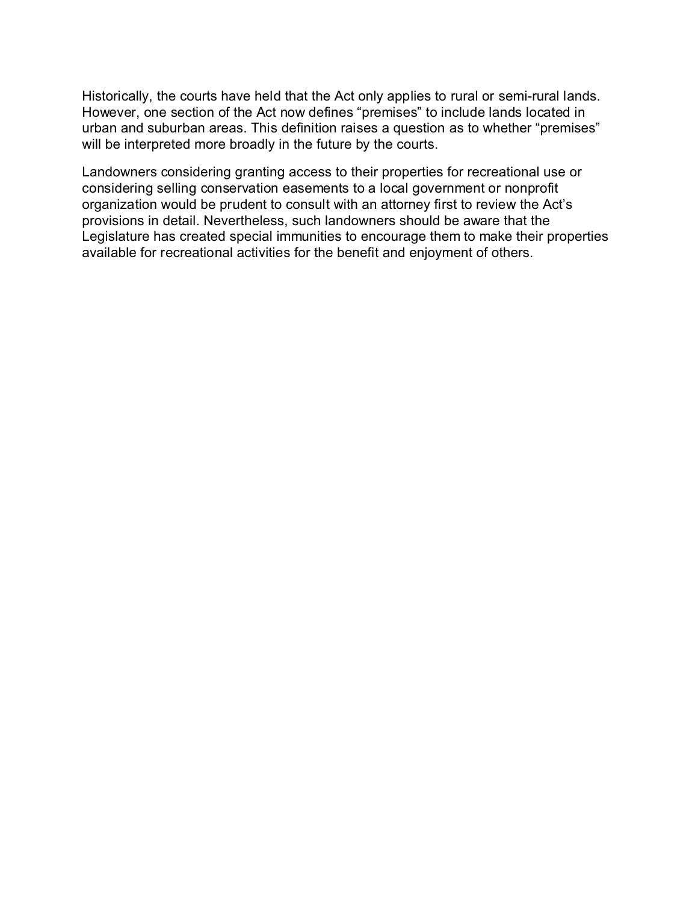Historically, the courts have held that the Act only applies to rural or semi-rural lands. However, one section of the Act now defines "premises" to include lands located in urban and suburban areas. This definition raises a question as to whether "premises" will be interpreted more broadly in the future by the courts.

Landowners considering granting access to their properties for recreational use or considering selling conservation easements to a local government or nonprofit organization would be prudent to consult with an attorney first to review the Act's provisions in detail. Nevertheless, such landowners should be aware that the Legislature has created special immunities to encourage them to make their properties available for recreational activities for the benefit and enjoyment of others.